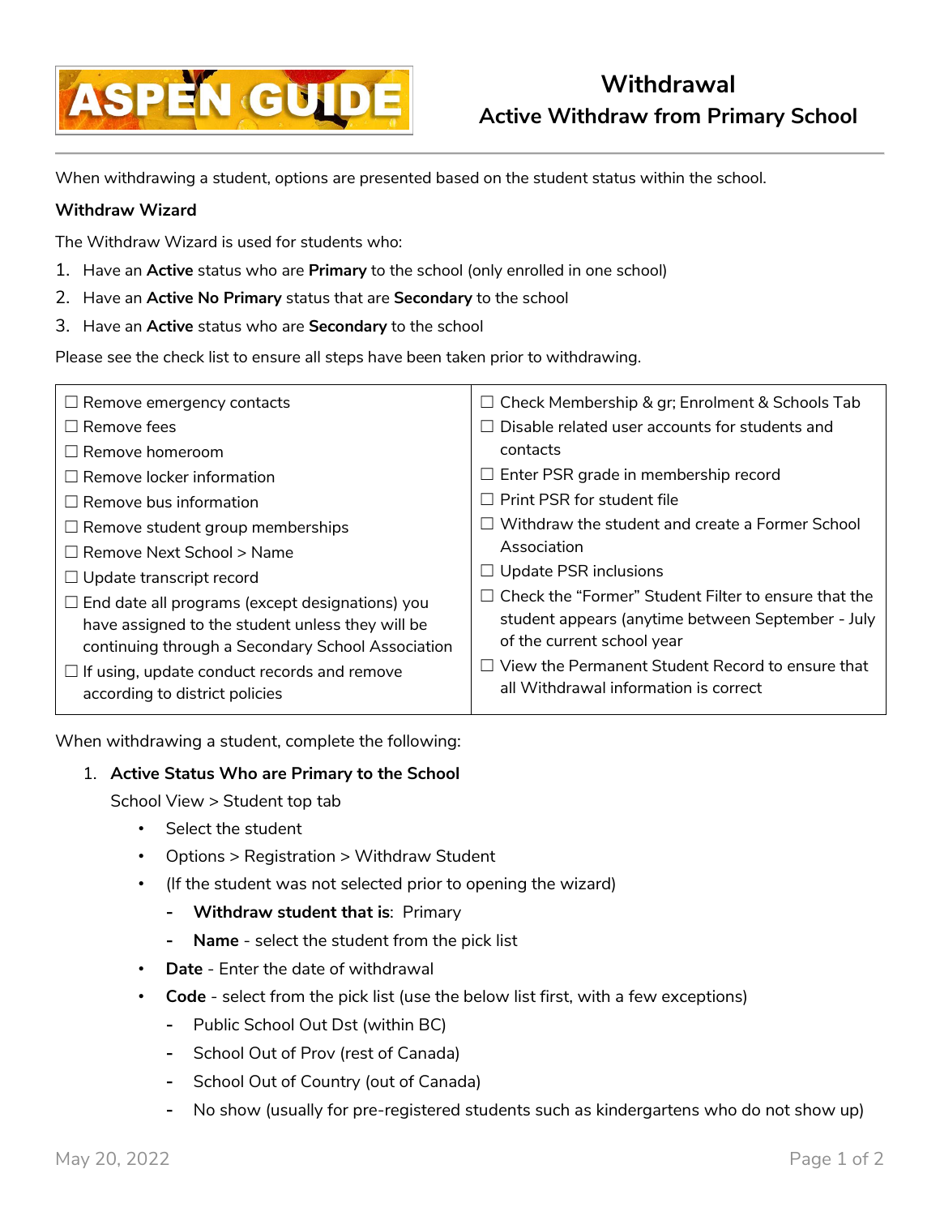# Withdrawal

## Active Withdraw from Primary School

When withdrawing a student, options are presented based on the student status within the school.

**Withdraw Wizard**

The Withdraw Wizard is used for students who:

1. Have an **Active** status who are **Primary** to the school (only enrolled in one school)
2. Have an **Active No Primary** status that are **Secondary** to the school
3. Have an **Active** status who are **Secondary** to the school

Please see the check list to ensure all steps have been taken prior to withdrawing.

| | |
|---|---|
| ☐ Remove emergency contacts | ☐ Check Membership & gr; Enrolment & Schools Tab |
| ☐ Remove fees | ☐ Disable related user accounts for students and contacts |
| ☐ Remove homeroom | ☐ Enter PSR grade in membership record |
| ☐ Remove locker information | ☐ Print PSR for student file |
| ☐ Remove bus information | ☐ Withdraw the student and create a Former School Association |
| ☐ Remove student group memberships | ☐ Update PSR inclusions |
| ☐ Remove Next School > Name | ☐ Check the "Former" Student Filter to ensure that the student appears (anytime between September - July of the current school year |
| ☐ Update transcript record | ☐ View the Permanent Student Record to ensure that all Withdrawal information is correct |
| ☐ End date all programs (except designations) you have assigned to the student unless they will be continuing through a Secondary School Association | |
| ☐ If using, update conduct records and remove according to district policies | |

When withdrawing a student, complete the following:

1. **Active Status Who are Primary to the School**

   School View > Student top tab

   - Select the student
   - Options > Registration > Withdraw Student
   - (If the student was not selected prior to opening the wizard)
     - **Withdraw student that is**: Primary
     - **Name** - select the student from the pick list
   - **Date** - Enter the date of withdrawal
   - **Code** - select from the pick list (use the below list first, with a few exceptions)
     - Public School Out Dst (within BC)
     - School Out of Prov (rest of Canada)
     - School Out of Country (out of Canada)
     - No show (usually for pre-registered students such as kindergartens who do not show up)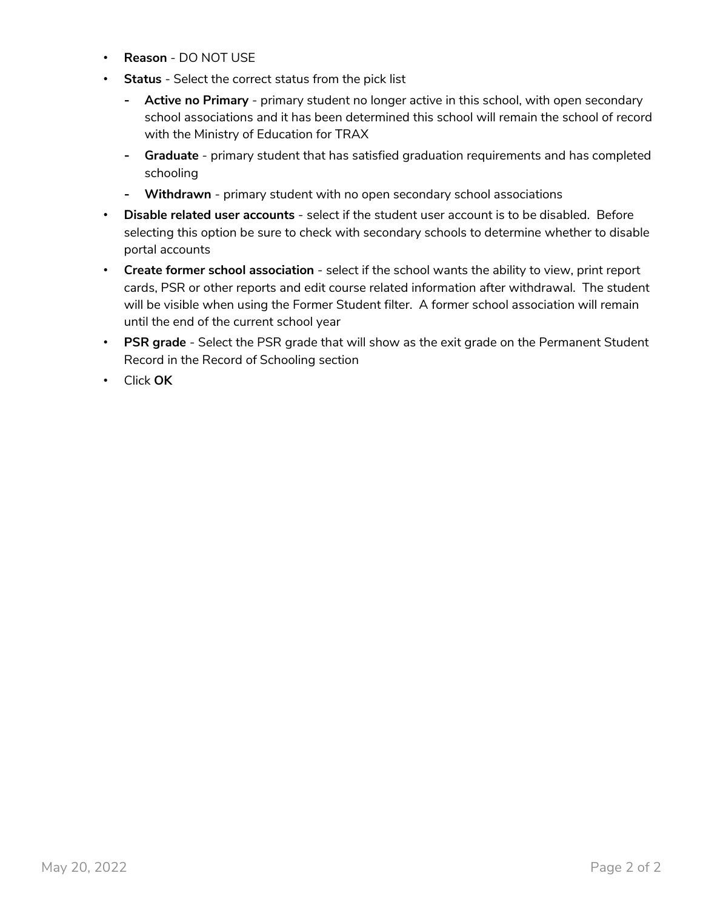- **Reason** - DO NOT USE
- **Status** - Select the correct status from the pick list
  - **Active no Primary** - primary student no longer active in this school, with open secondary school associations and it has been determined this school will remain the school of record with the Ministry of Education for TRAX
  - **Graduate** - primary student that has satisfied graduation requirements and has completed schooling
  - **Withdrawn** - primary student with no open secondary school associations
- **Disable related user accounts** - select if the student user account is to be disabled. Before selecting this option be sure to check with secondary schools to determine whether to disable portal accounts
- **Create former school association** - select if the school wants the ability to view, print report cards, PSR or other reports and edit course related information after withdrawal. The student will be visible when using the Former Student filter. A former school association will remain until the end of the current school year
- **PSR grade** - Select the PSR grade that will show as the exit grade on the Permanent Student Record in the Record of Schooling section
- Click **OK**